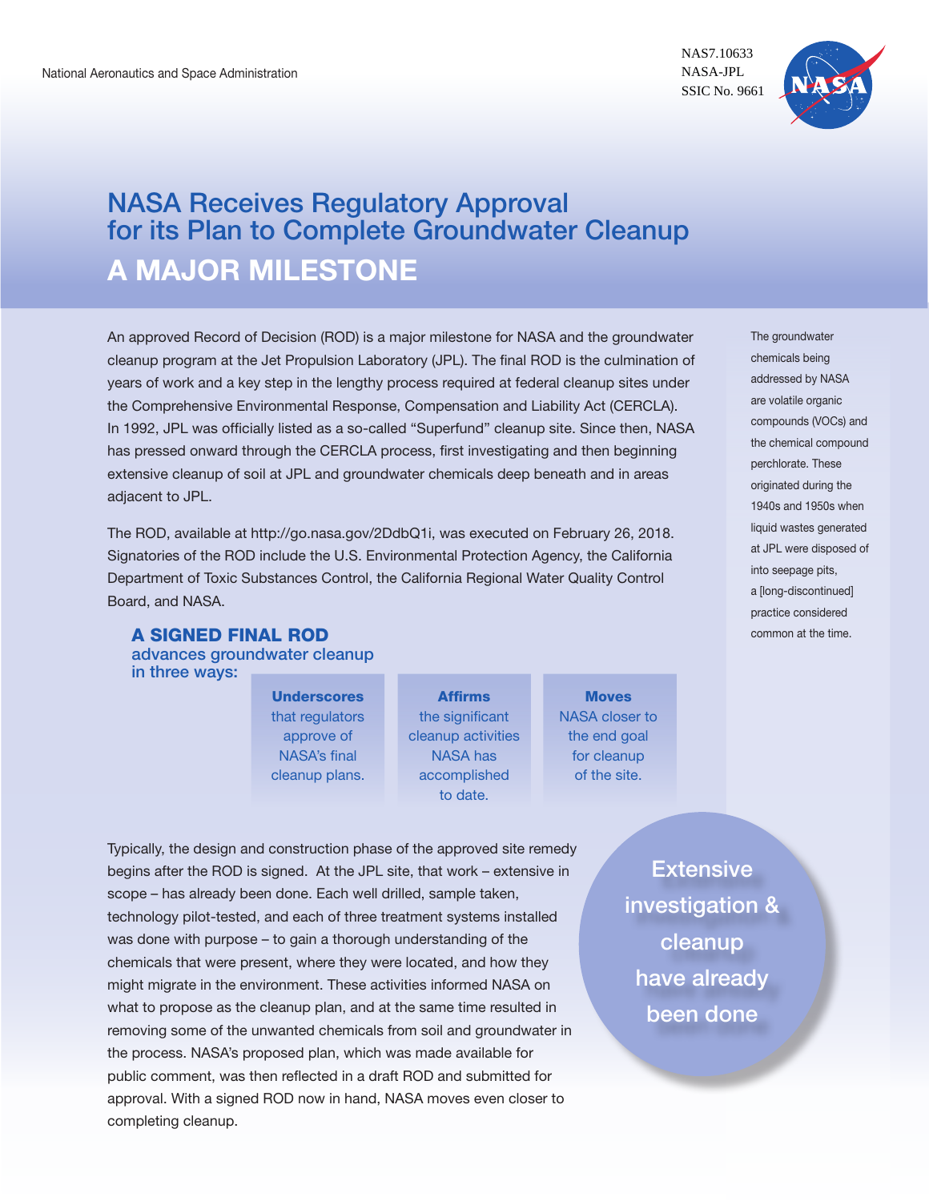National Aeronautics and Space Administration

NAS7.10633
NASA-JPL
SSIC No. 9661

# NASA Receives Regulatory Approval for its Plan to Complete Groundwater Cleanup

## A MAJOR MILESTONE

An approved Record of Decision (ROD) is a major milestone for NASA and the groundwater cleanup program at the Jet Propulsion Laboratory (JPL). The final ROD is the culmination of years of work and a key step in the lengthy process required at federal cleanup sites under the Comprehensive Environmental Response, Compensation and Liability Act (CERCLA). In 1992, JPL was officially listed as a so-called "Superfund" cleanup site. Since then, NASA has pressed onward through the CERCLA process, first investigating and then beginning extensive cleanup of soil at JPL and groundwater chemicals deep beneath and in areas adjacent to JPL.

The ROD, available at http://go.nasa.gov/2DdbQ1i, was executed on February 26, 2018. Signatories of the ROD include the U.S. Environmental Protection Agency, the California Department of Toxic Substances Control, the California Regional Water Quality Control Board, and NASA.

The groundwater chemicals being addressed by NASA are volatile organic compounds (VOCs) and the chemical compound perchlorate. These originated during the 1940s and 1950s when liquid wastes generated at JPL were disposed of into seepage pits, a [long-discontinued] practice considered common at the time.

### A SIGNED FINAL ROD advances groundwater cleanup in three ways:

- **Underscores** that regulators approve of NASA's final cleanup plans.
- **Affirms** the significant cleanup activities NASA has accomplished to date.
- **Moves** NASA closer to the end goal for cleanup of the site.

Typically, the design and construction phase of the approved site remedy begins after the ROD is signed. At the JPL site, that work – extensive in scope – has already been done. Each well drilled, sample taken, technology pilot-tested, and each of three treatment systems installed was done with purpose – to gain a thorough understanding of the chemicals that were present, where they were located, and how they might migrate in the environment. These activities informed NASA on what to propose as the cleanup plan, and at the same time resulted in removing some of the unwanted chemicals from soil and groundwater in the process. NASA's proposed plan, which was made available for public comment, was then reflected in a draft ROD and submitted for approval. With a signed ROD now in hand, NASA moves even closer to completing cleanup.

Extensive investigation & cleanup have already been done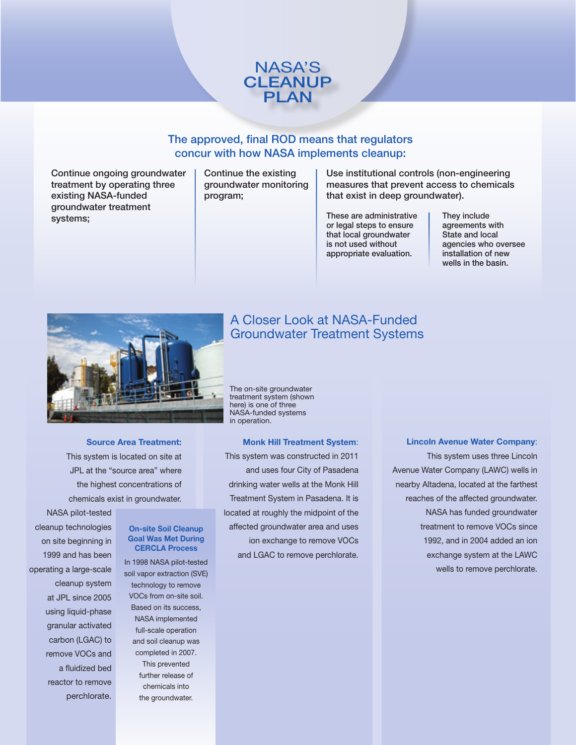# NASA'S CLEANUP PLAN

## The approved, final ROD means that regulators concur with how NASA implements cleanup:

Continue ongoing groundwater treatment by operating three existing NASA-funded groundwater treatment systems;

Continue the existing groundwater monitoring program;

Use institutional controls (non-engineering measures that prevent access to chemicals that exist in deep groundwater).

These are administrative or legal steps to ensure that local groundwater is not used without appropriate evaluation.

They include agreements with State and local agencies who oversee installation of new wells in the basin.

## A Closer Look at NASA-Funded Groundwater Treatment Systems

The on-site groundwater treatment system (shown here) is one of three NASA-funded systems in operation.

### Source Area Treatment:

This system is located on site at JPL at the "source area" where the highest concentrations of chemicals exist in groundwater. NASA pilot-tested cleanup technologies on site beginning in 1999 and has been operating a large-scale cleanup system at JPL since 2005 using liquid-phase granular activated carbon (LGAC) to remove VOCs and a fluidized bed reactor to remove perchlorate.

#### On-site Soil Cleanup Goal Was Met During CERCLA Process

In 1998 NASA pilot-tested soil vapor extraction (SVE) technology to remove VOCs from on-site soil. Based on its success, NASA implemented full-scale operation and soil cleanup was completed in 2007. This prevented further release of chemicals into the groundwater.

### Monk Hill Treatment System:

This system was constructed in 2011 and uses four City of Pasadena drinking water wells at the Monk Hill Treatment System in Pasadena. It is located at roughly the midpoint of the affected groundwater area and uses ion exchange to remove VOCs and LGAC to remove perchlorate.

### Lincoln Avenue Water Company:

This system uses three Lincoln Avenue Water Company (LAWC) wells in nearby Altadena, located at the farthest reaches of the affected groundwater. NASA has funded groundwater treatment to remove VOCs since 1992, and in 2004 added an ion exchange system at the LAWC wells to remove perchlorate.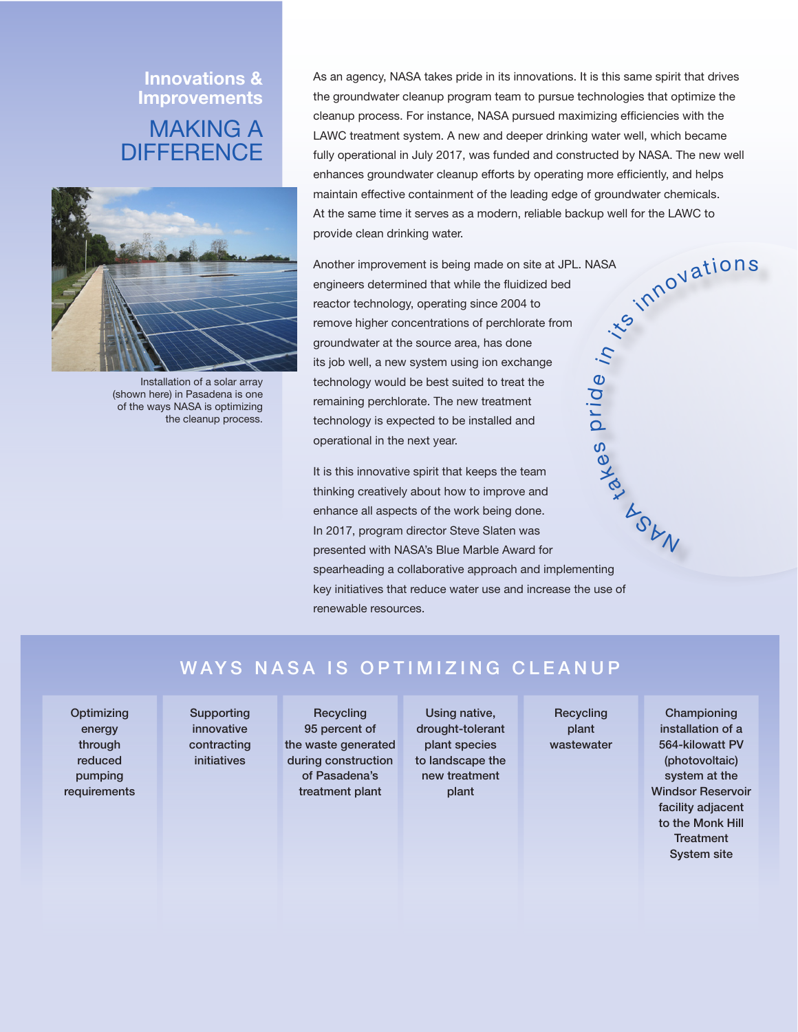## Innovations & Improvements

# MAKING A DIFFERENCE

Installation of a solar array (shown here) in Pasadena is one of the ways NASA is optimizing the cleanup process.

As an agency, NASA takes pride in its innovations. It is this same spirit that drives the groundwater cleanup program team to pursue technologies that optimize the cleanup process. For instance, NASA pursued maximizing efficiencies with the LAWC treatment system. A new and deeper drinking water well, which became fully operational in July 2017, was funded and constructed by NASA. The new well enhances groundwater cleanup efforts by operating more efficiently, and helps maintain effective containment of the leading edge of groundwater chemicals. At the same time it serves as a modern, reliable backup well for the LAWC to provide clean drinking water.

Another improvement is being made on site at JPL. NASA engineers determined that while the fluidized bed reactor technology, operating since 2004 to remove higher concentrations of perchlorate from groundwater at the source area, has done its job well, a new system using ion exchange technology would be best suited to treat the remaining perchlorate. The new treatment technology is expected to be installed and operational in the next year.

*NASA takes pride in its innovations*

It is this innovative spirit that keeps the team thinking creatively about how to improve and enhance all aspects of the work being done. In 2017, program director Steve Slaten was presented with NASA's Blue Marble Award for spearheading a collaborative approach and implementing key initiatives that reduce water use and increase the use of renewable resources.

## WAYS NASA IS OPTIMIZING CLEANUP

- Optimizing energy through reduced pumping requirements
- Supporting innovative contracting initiatives
- Recycling 95 percent of the waste generated during construction of Pasadena's treatment plant
- Using native, drought-tolerant plant species to landscape the new treatment plant
- Recycling plant wastewater
- Championing installation of a 564-kilowatt PV (photovoltaic) system at the Windsor Reservoir facility adjacent to the Monk Hill Treatment System site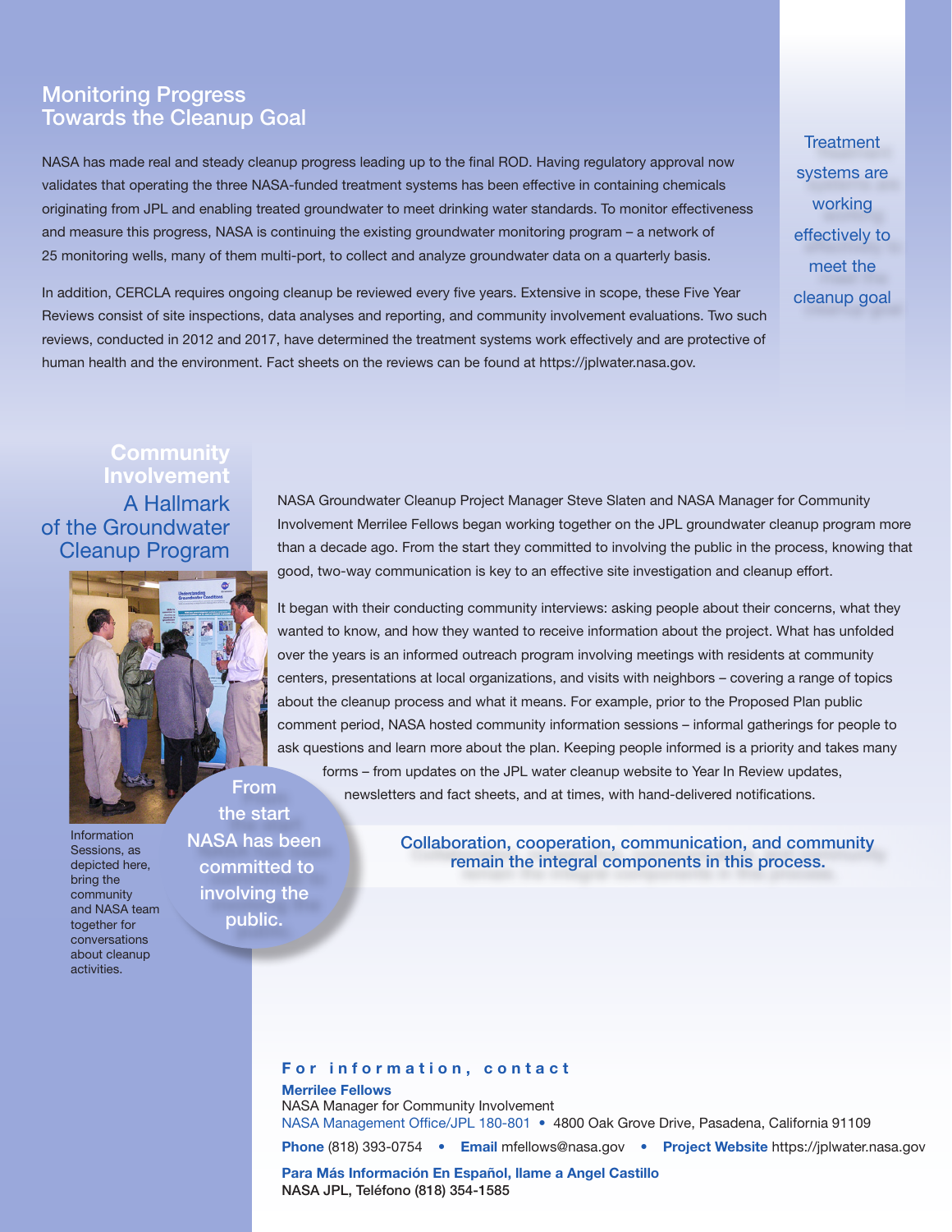## Monitoring Progress Towards the Cleanup Goal

NASA has made real and steady cleanup progress leading up to the final ROD. Having regulatory approval now validates that operating the three NASA-funded treatment systems has been effective in containing chemicals originating from JPL and enabling treated groundwater to meet drinking water standards. To monitor effectiveness and measure this progress, NASA is continuing the existing groundwater monitoring program – a network of 25 monitoring wells, many of them multi-port, to collect and analyze groundwater data on a quarterly basis.

In addition, CERCLA requires ongoing cleanup be reviewed every five years. Extensive in scope, these Five Year Reviews consist of site inspections, data analyses and reporting, and community involvement evaluations. Two such reviews, conducted in 2012 and 2017, have determined the treatment systems work effectively and are protective of human health and the environment. Fact sheets on the reviews can be found at https://jplwater.nasa.gov.

Treatment systems are working effectively to meet the cleanup goal

## Community Involvement

### A Hallmark of the Groundwater Cleanup Program

NASA Groundwater Cleanup Project Manager Steve Slaten and NASA Manager for Community Involvement Merrilee Fellows began working together on the JPL groundwater cleanup program more than a decade ago. From the start they committed to involving the public in the process, knowing that good, two-way communication is key to an effective site investigation and cleanup effort.

It began with their conducting community interviews: asking people about their concerns, what they wanted to know, and how they wanted to receive information about the project. What has unfolded over the years is an informed outreach program involving meetings with residents at community centers, presentations at local organizations, and visits with neighbors – covering a range of topics about the cleanup process and what it means. For example, prior to the Proposed Plan public comment period, NASA hosted community information sessions – informal gatherings for people to ask questions and learn more about the plan. Keeping people informed is a priority and takes many forms – from updates on the JPL water cleanup website to Year In Review updates, newsletters and fact sheets, and at times, with hand-delivered notifications.

Information Sessions, as depicted here, bring the community and NASA team together for conversations about cleanup activities.

From the start NASA has been committed to involving the public.

Collaboration, cooperation, communication, and community remain the integral components in this process.

**For information, contact**

**Merrilee Fellows**
NASA Manager for Community Involvement
NASA Management Office/JPL 180-801 • 4800 Oak Grove Drive, Pasadena, California 91109

**Phone** (818) 393-0754 • **Email** mfellows@nasa.gov • **Project Website** https://jplwater.nasa.gov

**Para Más Información En Español, llame a Angel Castillo**
NASA JPL, Teléfono (818) 354-1585